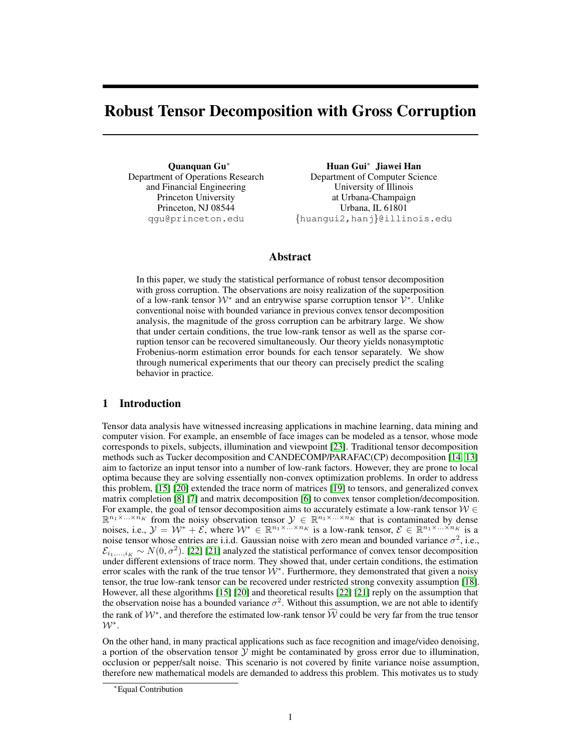# Robust Tensor Decomposition with Gross Corruption

**Quanquan Gu**[*]
Department of Operations Research
and Financial Engineering
Princeton University
Princeton, NJ 08544
qgu@princeton.edu

**Huan Gui**[*] **Jiawei Han**
Department of Computer Science
University of Illinois
at Urbana-Champaign
Urbana, IL 61801
{huangui2,hanj}@illinois.edu

## Abstract

In this paper, we study the statistical performance of robust tensor decomposition with gross corruption. The observations are noisy realization of the superposition of a low-rank tensor $\mathcal{W}^*$ and an entrywise sparse corruption tensor $\mathcal{V}^*$. Unlike conventional noise with bounded variance in previous convex tensor decomposition analysis, the magnitude of the gross corruption can be arbitrary large. We show that under certain conditions, the true low-rank tensor as well as the sparse corruption tensor can be recovered simultaneously. Our theory yields nonasymptotic Frobenius-norm estimation error bounds for each tensor separately. We show through numerical experiments that our theory can precisely predict the scaling behavior in practice.

## 1 Introduction

Tensor data analysis have witnessed increasing applications in machine learning, data mining and computer vision. For example, an ensemble of face images can be modeled as a tensor, whose mode corresponds to pixels, subjects, illumination and viewpoint [23]. Traditional tensor decomposition methods such as Tucker decomposition and CANDECOMP/PARAFAC(CP) decomposition [14] [13] aim to factorize an input tensor into a number of low-rank factors. However, they are prone to local optima because they are solving essentially non-convex optimization problems. In order to address this problem, [15] [20] extended the trace norm of matrices [19] to tensors, and generalized convex matrix completion [8] [7] and matrix decomposition [6] to convex tensor completion/decomposition. For example, the goal of tensor decomposition aims to accurately estimate a low-rank tensor $\mathcal{W} \in \mathbb{R}^{n_1 \times \ldots \times n_K}$ from the noisy observation tensor $\mathcal{Y} \in \mathbb{R}^{n_1 \times \ldots \times n_K}$ that is contaminated by dense noises, i.e., $\mathcal{Y} = \mathcal{W}^* + \mathcal{E}$, where $\mathcal{W}^* \in \mathbb{R}^{n_1 \times \ldots \times n_K}$ is a low-rank tensor, $\mathcal{E} \in \mathbb{R}^{n_1 \times \ldots \times n_K}$ is a noise tensor whose entries are i.i.d. Gaussian noise with zero mean and bounded variance $\sigma^2$, i.e., $\mathcal{E}_{i_1,\ldots,i_K} \sim N(0, \sigma^2)$. [22] [21] analyzed the statistical performance of convex tensor decomposition under different extensions of trace norm. They showed that, under certain conditions, the estimation error scales with the rank of the true tensor $\mathcal{W}^*$. Furthermore, they demonstrated that given a noisy tensor, the true low-rank tensor can be recovered under restricted strong convexity assumption [18]. However, all these algorithms [15] [20] and theoretical results [22] [21] reply on the assumption that the observation noise has a bounded variance $\sigma^2$. Without this assumption, we are not able to identify the rank of $\mathcal{W}^*$, and therefore the estimated low-rank tensor $\widehat{\mathcal{W}}$ could be very far from the true tensor $\mathcal{W}^*$.

On the other hand, in many practical applications such as face recognition and image/video denoising, a portion of the observation tensor $\mathcal{Y}$ might be contaminated by gross error due to illumination, occlusion or pepper/salt noise. This scenario is not covered by finite variance noise assumption, therefore new mathematical models are demanded to address this problem. This motivates us to study

[*]Equal Contribution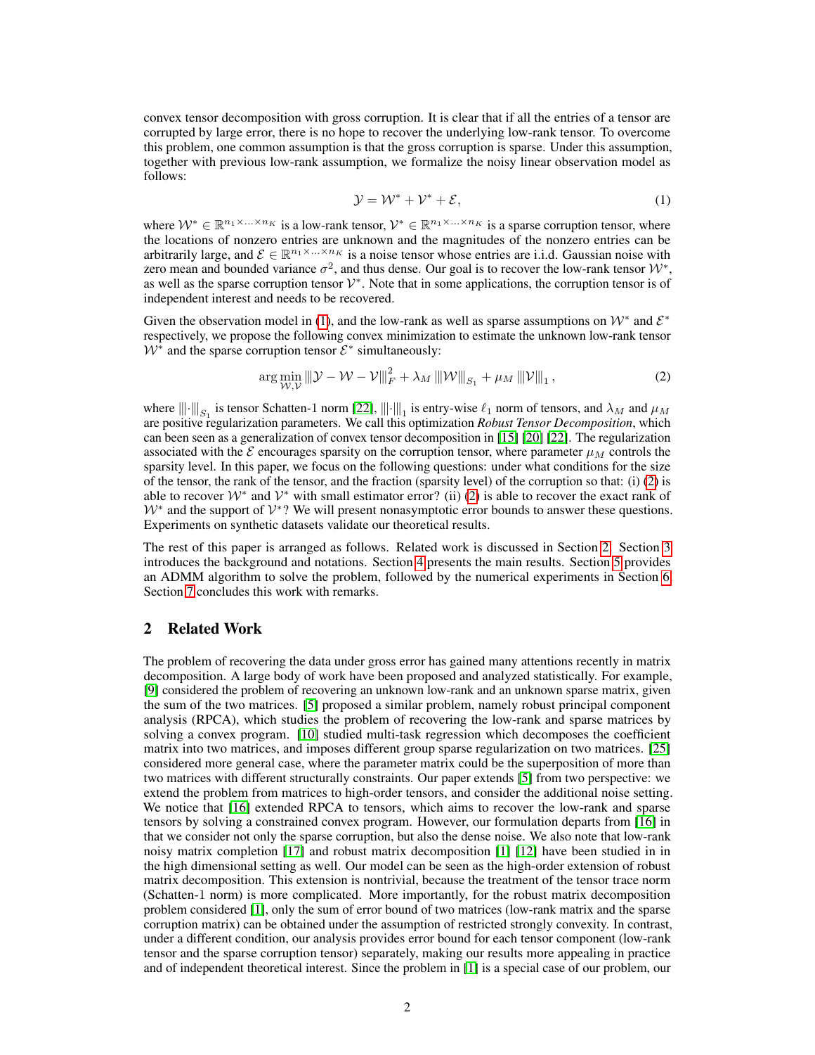convex tensor decomposition with gross corruption. It is clear that if all the entries of a tensor are corrupted by large error, there is no hope to recover the underlying low-rank tensor. To overcome this problem, one common assumption is that the gross corruption is sparse. Under this assumption, together with previous low-rank assumption, we formalize the noisy linear observation model as follows:

$$\mathcal{Y} = \mathcal{W}^* + \mathcal{V}^* + \mathcal{E}, \tag{1}$$

where $\mathcal{W}^* \in \mathbb{R}^{n_1 \times \ldots \times n_K}$ is a low-rank tensor, $\mathcal{V}^* \in \mathbb{R}^{n_1 \times \ldots \times n_K}$ is a sparse corruption tensor, where the locations of nonzero entries are unknown and the magnitudes of the nonzero entries can be arbitrarily large, and $\mathcal{E} \in \mathbb{R}^{n_1 \times \ldots \times n_K}$ is a noise tensor whose entries are i.i.d. Gaussian noise with zero mean and bounded variance $\sigma^2$, and thus dense. Our goal is to recover the low-rank tensor $\mathcal{W}^*$, as well as the sparse corruption tensor $\mathcal{V}^*$. Note that in some applications, the corruption tensor is of independent interest and needs to be recovered.

Given the observation model in (1), and the low-rank as well as sparse assumptions on $\mathcal{W}^*$ and $\mathcal{E}^*$ respectively, we propose the following convex minimization to estimate the unknown low-rank tensor $\mathcal{W}^*$ and the sparse corruption tensor $\mathcal{E}^*$ simultaneously:

$$\arg\min_{\mathcal{W},\mathcal{V}} |||\mathcal{Y} - \mathcal{W} - \mathcal{V}|||_F^2 + \lambda_M |||\mathcal{W}|||_{S_1} + \mu_M |||\mathcal{V}|||_1, \tag{2}$$

where $|||\cdot|||_{S_1}$ is tensor Schatten-1 norm [22], $|||\cdot|||_1$ is entry-wise $\ell_1$ norm of tensors, and $\lambda_M$ and $\mu_M$ are positive regularization parameters. We call this optimization *Robust Tensor Decomposition*, which can been seen as a generalization of convex tensor decomposition in [15] [20] [22]. The regularization associated with the $\mathcal{E}$ encourages sparsity on the corruption tensor, where parameter $\mu_M$ controls the sparsity level. In this paper, we focus on the following questions: under what conditions for the size of the tensor, the rank of the tensor, and the fraction (sparsity level) of the corruption so that: (i) (2) is able to recover $\mathcal{W}^*$ and $\mathcal{V}^*$ with small estimator error? (ii) (2) is able to recover the exact rank of $\mathcal{W}^*$ and the support of $\mathcal{V}^*$? We will present nonasymptotic error bounds to answer these questions. Experiments on synthetic datasets validate our theoretical results.

The rest of this paper is arranged as follows. Related work is discussed in Section 2. Section 3 introduces the background and notations. Section 4 presents the main results. Section 5 provides an ADMM algorithm to solve the problem, followed by the numerical experiments in Section 6. Section 7 concludes this work with remarks.

## 2 Related Work

The problem of recovering the data under gross error has gained many attentions recently in matrix decomposition. A large body of work have been proposed and analyzed statistically. For example, [9] considered the problem of recovering an unknown low-rank and an unknown sparse matrix, given the sum of the two matrices. [5] proposed a similar problem, namely robust principal component analysis (RPCA), which studies the problem of recovering the low-rank and sparse matrices by solving a convex program. [10] studied multi-task regression which decomposes the coefficient matrix into two matrices, and imposes different group sparse regularization on two matrices. [25] considered more general case, where the parameter matrix could be the superposition of more than two matrices with different structurally constraints. Our paper extends [5] from two perspective: we extend the problem from matrices to high-order tensors, and consider the additional noise setting. We notice that [16] extended RPCA to tensors, which aims to recover the low-rank and sparse tensors by solving a constrained convex program. However, our formulation departs from [16] in that we consider not only the sparse corruption, but also the dense noise. We also note that low-rank noisy matrix completion [17] and robust matrix decomposition [1] [12] have been studied in in the high dimensional setting as well. Our model can be seen as the high-order extension of robust matrix decomposition. This extension is nontrivial, because the treatment of the tensor trace norm (Schatten-1 norm) is more complicated. More importantly, for the robust matrix decomposition problem considered [1], only the sum of error bound of two matrices (low-rank matrix and the sparse corruption matrix) can be obtained under the assumption of restricted strongly convexity. In contrast, under a different condition, our analysis provides error bound for each tensor component (low-rank tensor and the sparse corruption tensor) separately, making our results more appealing in practice and of independent theoretical interest. Since the problem in [1] is a special case of our problem, our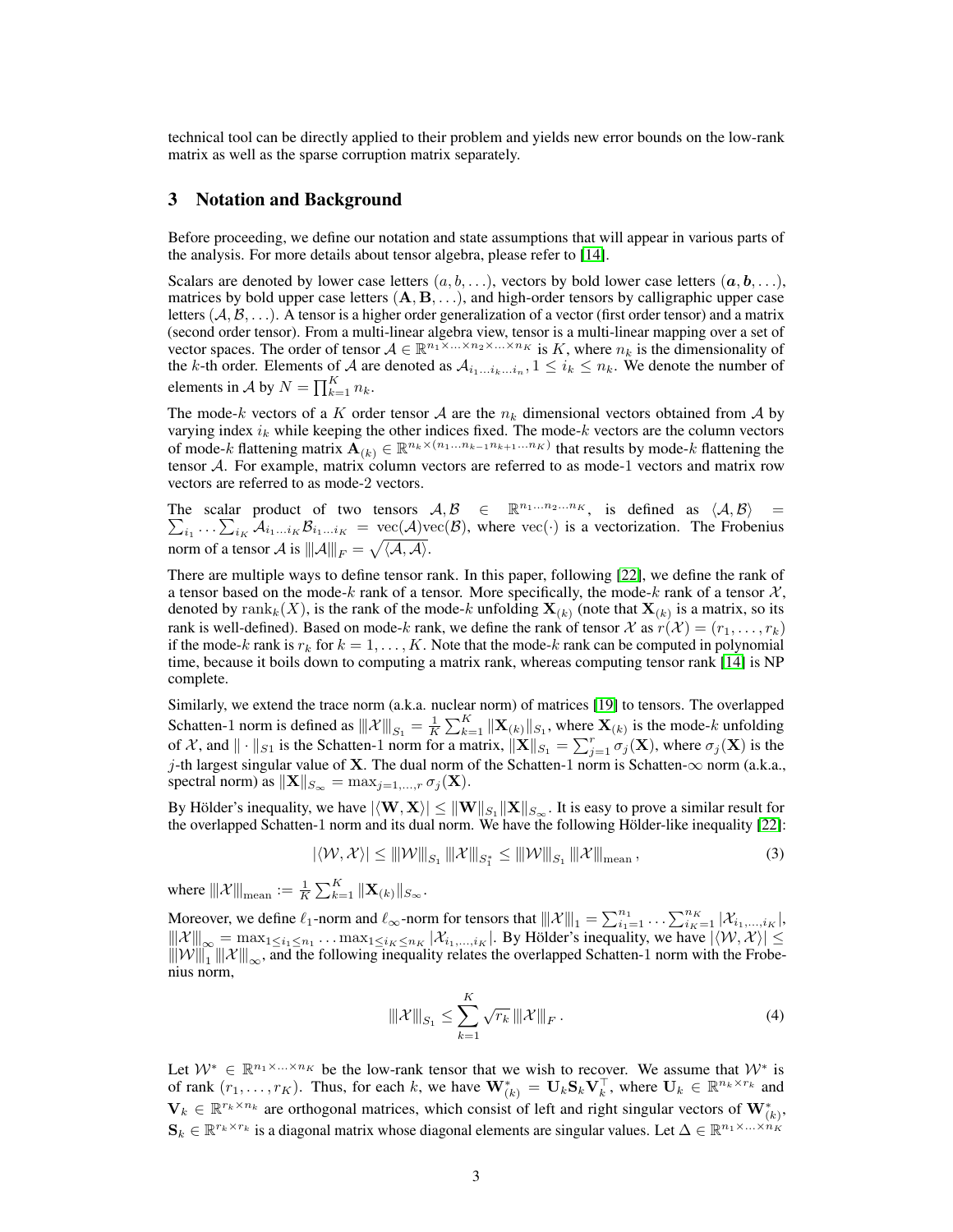technical tool can be directly applied to their problem and yields new error bounds on the low-rank matrix as well as the sparse corruption matrix separately.

## 3 Notation and Background

Before proceeding, we define our notation and state assumptions that will appear in various parts of the analysis. For more details about tensor algebra, please refer to [14].

Scalars are denoted by lower case letters $(a, b, \ldots)$, vectors by bold lower case letters $(\boldsymbol{a}, \boldsymbol{b}, \ldots)$, matrices by bold upper case letters $(\mathbf{A}, \mathbf{B}, \ldots)$, and high-order tensors by calligraphic upper case letters $(\mathcal{A}, \mathcal{B}, \ldots)$. A tensor is a higher order generalization of a vector (first order tensor) and a matrix (second order tensor). From a multi-linear algebra view, tensor is a multi-linear mapping over a set of vector spaces. The order of tensor $\mathcal{A} \in \mathbb{R}^{n_1 \times \ldots \times n_2 \times \ldots \times n_K}$ is $K$, where $n_k$ is the dimensionality of the $k$-th order. Elements of $\mathcal{A}$ are denoted as $\mathcal{A}_{i_1 \ldots i_k \ldots i_n}, 1 \leq i_k \leq n_k$. We denote the number of elements in $\mathcal{A}$ by $N = \prod_{k=1}^{K} n_k$.

The mode-$k$ vectors of a $K$ order tensor $\mathcal{A}$ are the $n_k$ dimensional vectors obtained from $\mathcal{A}$ by varying index $i_k$ while keeping the other indices fixed. The mode-$k$ vectors are the column vectors of mode-$k$ flattening matrix $\mathbf{A}_{(k)} \in \mathbb{R}^{n_k \times (n_1 \ldots n_{k-1} n_{k+1} \ldots n_K)}$ that results by mode-$k$ flattening the tensor $\mathcal{A}$. For example, matrix column vectors are referred to as mode-1 vectors and matrix row vectors are referred to as mode-2 vectors.

The scalar product of two tensors $\mathcal{A}, \mathcal{B} \in \mathbb{R}^{n_1 \ldots n_2 \ldots n_K}$, is defined as $\langle \mathcal{A}, \mathcal{B} \rangle = \sum_{i_1} \ldots \sum_{i_K} \mathcal{A}_{i_1 \ldots i_K} \mathcal{B}_{i_1 \ldots i_K} = \mathrm{vec}(\mathcal{A}) \mathrm{vec}(\mathcal{B})$, where $\mathrm{vec}(\cdot)$ is a vectorization. The Frobenius norm of a tensor $\mathcal{A}$ is $|||\mathcal{A}|||_F = \sqrt{\langle \mathcal{A}, \mathcal{A} \rangle}$.

There are multiple ways to define tensor rank. In this paper, following [22], we define the rank of a tensor based on the mode-$k$ rank of a tensor. More specifically, the mode-$k$ rank of a tensor $\mathcal{X}$, denoted by $\mathrm{rank}_k(X)$, is the rank of the mode-$k$ unfolding $\mathbf{X}_{(k)}$ (note that $\mathbf{X}_{(k)}$ is a matrix, so its rank is well-defined). Based on mode-$k$ rank, we define the rank of tensor $\mathcal{X}$ as $r(\mathcal{X}) = (r_1, \ldots, r_k)$ if the mode-$k$ rank is $r_k$ for $k = 1, \ldots, K$. Note that the mode-$k$ rank can be computed in polynomial time, because it boils down to computing a matrix rank, whereas computing tensor rank [14] is NP complete.

Similarly, we extend the trace norm (a.k.a. nuclear norm) of matrices [19] to tensors. The overlapped Schatten-1 norm is defined as $|||\mathcal{X}|||_{S_1} = \frac{1}{K} \sum_{k=1}^{K} \|\mathbf{X}_{(k)}\|_{S_1}$, where $\mathbf{X}_{(k)}$ is the mode-$k$ unfolding of $\mathcal{X}$, and $\|\cdot\|_{S1}$ is the Schatten-1 norm for a matrix, $\|\mathbf{X}\|_{S_1} = \sum_{j=1}^{r} \sigma_j(\mathbf{X})$, where $\sigma_j(\mathbf{X})$ is the $j$-th largest singular value of $\mathbf{X}$. The dual norm of the Schatten-1 norm is Schatten-$\infty$ norm (a.k.a., spectral norm) as $\|\mathbf{X}\|_{S_\infty} = \max_{j=1,\ldots,r} \sigma_j(\mathbf{X})$.

By Hölder's inequality, we have $|\langle \mathbf{W}, \mathbf{X} \rangle| \leq \|\mathbf{W}\|_{S_1} \|\mathbf{X}\|_{S_\infty}$. It is easy to prove a similar result for the overlapped Schatten-1 norm and its dual norm. We have the following Hölder-like inequality [22]:

$$
|\langle \mathcal{W}, \mathcal{X} \rangle| \leq |||\mathcal{W}|||_{S_1} |||\mathcal{X}|||_{S_1^*} \leq |||\mathcal{W}|||_{S_1} |||\mathcal{X}|||_{\mathrm{mean}}, \tag{3}
$$

where $|||\mathcal{X}|||_{\mathrm{mean}} := \frac{1}{K} \sum_{k=1}^{K} \|\mathbf{X}_{(k)}\|_{S_\infty}$.

Moreover, we define $\ell_1$-norm and $\ell_\infty$-norm for tensors that $|||\mathcal{X}|||_1 = \sum_{i_1=1}^{n_1} \ldots \sum_{i_K=1}^{n_K} |\mathcal{X}_{i_1,\ldots,i_K}|$, $|||\mathcal{X}|||_\infty = \max_{1 \leq i_1 \leq n_1} \ldots \max_{1 \leq i_K \leq n_K} |\mathcal{X}_{i_1,\ldots,i_K}|$. By Hölder's inequality, we have $|\langle \mathcal{W}, \mathcal{X} \rangle| \leq |||\mathcal{W}|||_1 |||\mathcal{X}|||_\infty$, and the following inequality relates the overlapped Schatten-1 norm with the Frobenius norm,

$$
|||\mathcal{X}|||_{S_1} \leq \sum_{k=1}^{K} \sqrt{r_k} \, |||\mathcal{X}|||_F \,. \tag{4}
$$

Let $\mathcal{W}^* \in \mathbb{R}^{n_1 \times \ldots \times n_K}$ be the low-rank tensor that we wish to recover. We assume that $\mathcal{W}^*$ is of rank $(r_1, \ldots, r_K)$. Thus, for each $k$, we have $\mathbf{W}^*_{(k)} = \mathbf{U}_k \mathbf{S}_k \mathbf{V}_k^\top$, where $\mathbf{U}_k \in \mathbb{R}^{n_k \times r_k}$ and $\mathbf{V}_k \in \mathbb{R}^{r_k \times n_k}$ are orthogonal matrices, which consist of left and right singular vectors of $\mathbf{W}^*_{(k)}$, $\mathbf{S}_k \in \mathbb{R}^{r_k \times r_k}$ is a diagonal matrix whose diagonal elements are singular values. Let $\Delta \in \mathbb{R}^{n_1 \times \ldots \times n_K}$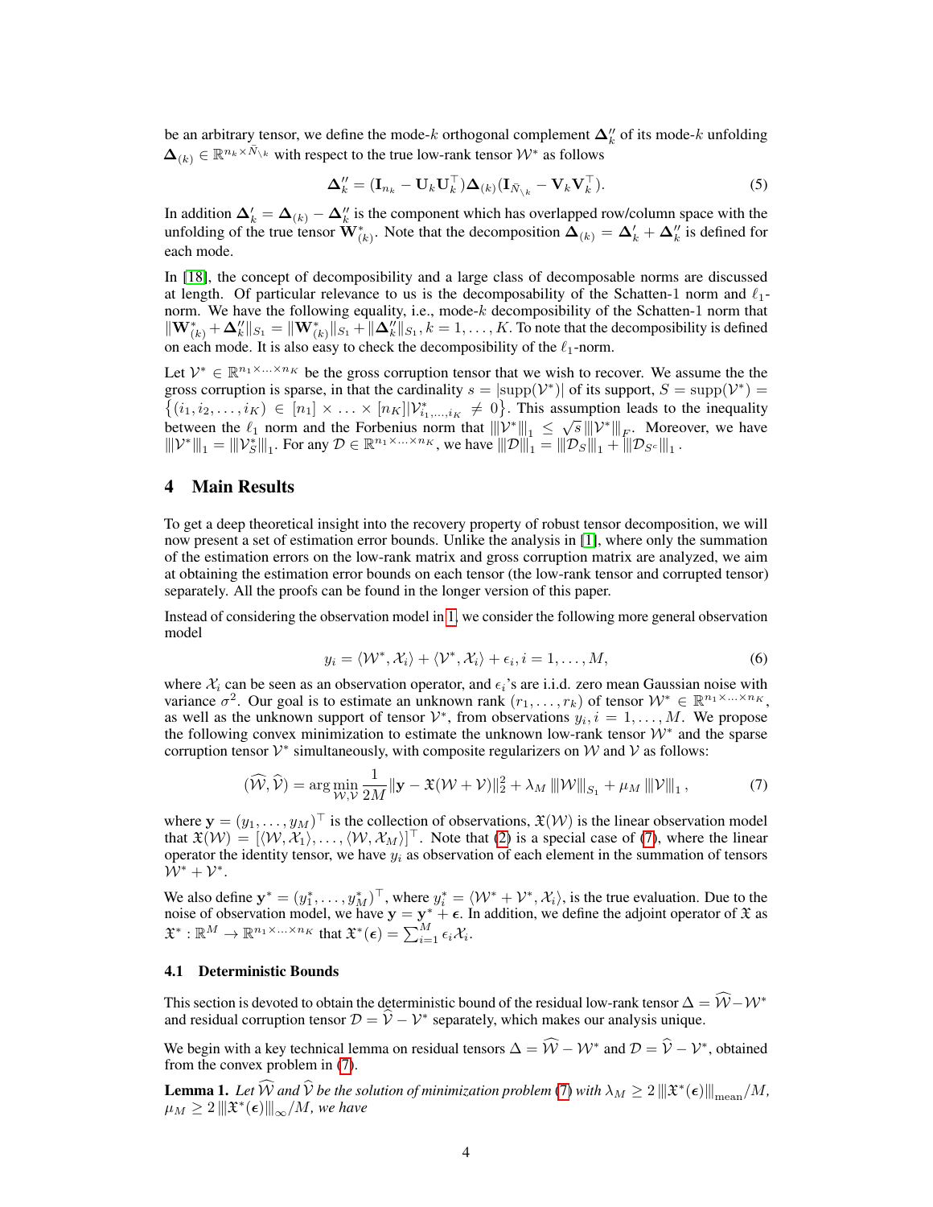be an arbitrary tensor, we define the mode-$k$ orthogonal complement $\mathbf{\Delta}''_k$ of its mode-$k$ unfolding $\mathbf{\Delta}_{(k)} \in \mathbb{R}^{n_k \times \bar{N}_{\setminus k}}$ with respect to the true low-rank tensor $\mathcal{W}^*$ as follows

$$
\mathbf{\Delta}''_k = (\mathbf{I}_{n_k} - \mathbf{U}_k \mathbf{U}_k^\top)\mathbf{\Delta}_{(k)}(\mathbf{I}_{\bar{N}_{\setminus k}} - \mathbf{V}_k \mathbf{V}_k^\top). \tag{5}
$$

In addition $\mathbf{\Delta}'_k = \mathbf{\Delta}_{(k)} - \mathbf{\Delta}''_k$ is the component which has overlapped row/column space with the unfolding of the true tensor $\mathbf{W}^*_{(k)}$. Note that the decomposition $\mathbf{\Delta}_{(k)} = \mathbf{\Delta}'_k + \mathbf{\Delta}''_k$ is defined for each mode.

In [18], the concept of decomposibility and a large class of decomposable norms are discussed at length. Of particular relevance to us is the decomposability of the Schatten-1 norm and $\ell_1$-norm. We have the following equality, i.e., mode-$k$ decomposibility of the Schatten-1 norm that $\|\mathbf{W}^*_{(k)} + \mathbf{\Delta}''_k\|_{S_1} = \|\mathbf{W}^*_{(k)}\|_{S_1} + \|\mathbf{\Delta}''_k\|_{S_1}, k = 1, \ldots, K$. To note that the decomposibility is defined on each mode. It is also easy to check the decomposibility of the $\ell_1$-norm.

Let $\mathcal{V}^* \in \mathbb{R}^{n_1 \times \ldots \times n_K}$ be the gross corruption tensor that we wish to recover. We assume the the gross corruption is sparse, in that the cardinality $s = |\mathrm{supp}(\mathcal{V}^*)|$ of its support, $S = \mathrm{supp}(\mathcal{V}^*) = \{(i_1, i_2, \ldots, i_K) \in [n_1] \times \ldots \times [n_K] | \mathcal{V}^*_{i_1,\ldots,i_K} \neq 0\}$. This assumption leads to the inequality between the $\ell_1$ norm and the Forbenius norm that $|||\mathcal{V}^*|||_1 \leq \sqrt{s}\, |||\mathcal{V}^*|||_F$. Moreover, we have $|||\mathcal{V}^*|||_1 = |||\mathcal{V}^*_S|||_1$. For any $\mathcal{D} \in \mathbb{R}^{n_1 \times \ldots \times n_K}$, we have $|||\mathcal{D}|||_1 = |||\mathcal{D}_S|||_1 + |||\mathcal{D}_{S^c}|||_1$.

# 4 Main Results

To get a deep theoretical insight into the recovery property of robust tensor decomposition, we will now present a set of estimation error bounds. Unlike the analysis in [1], where only the summation of the estimation errors on the low-rank matrix and gross corruption matrix are analyzed, we aim at obtaining the estimation error bounds on each tensor (the low-rank tensor and corrupted tensor) separately. All the proofs can be found in the longer version of this paper.

Instead of considering the observation model in 1, we consider the following more general observation model

$$
y_i = \langle \mathcal{W}^*, \mathcal{X}_i \rangle + \langle \mathcal{V}^*, \mathcal{X}_i \rangle + \epsilon_i, i = 1, \ldots, M, \tag{6}
$$

where $\mathcal{X}_i$ can be seen as an observation operator, and $\epsilon_i$'s are i.i.d. zero mean Gaussian noise with variance $\sigma^2$. Our goal is to estimate an unknown rank $(r_1, \ldots, r_k)$ of tensor $\mathcal{W}^* \in \mathbb{R}^{n_1 \times \ldots \times n_K}$, as well as the unknown support of tensor $\mathcal{V}^*$, from observations $y_i, i = 1, \ldots, M$. We propose the following convex minimization to estimate the unknown low-rank tensor $\mathcal{W}^*$ and the sparse corruption tensor $\mathcal{V}^*$ simultaneously, with composite regularizers on $\mathcal{W}$ and $\mathcal{V}$ as follows:

$$
(\widehat{\mathcal{W}}, \widehat{\mathcal{V}}) = \arg\min_{\mathcal{W}, \mathcal{V}} \frac{1}{2M} \|\mathbf{y} - \mathfrak{X}(\mathcal{W} + \mathcal{V})\|_2^2 + \lambda_M \, |||\mathcal{W}|||_{S_1} + \mu_M \, |||\mathcal{V}|||_1 \,, \tag{7}
$$

where $\mathbf{y} = (y_1, \ldots, y_M)^\top$ is the collection of observations, $\mathfrak{X}(\mathcal{W})$ is the linear observation model that $\mathfrak{X}(\mathcal{W}) = [\langle \mathcal{W}, \mathcal{X}_1 \rangle, \ldots, \langle \mathcal{W}, \mathcal{X}_M \rangle]^\top$. Note that (2) is a special case of (7), where the linear operator the identity tensor, we have $y_i$ as observation of each element in the summation of tensors $\mathcal{W}^* + \mathcal{V}^*$.

We also define $\mathbf{y}^* = (y^*_1, \ldots, y^*_M)^\top$, where $y^*_i = \langle \mathcal{W}^* + \mathcal{V}^*, \mathcal{X}_i \rangle$, is the true evaluation. Due to the noise of observation model, we have $\mathbf{y} = \mathbf{y}^* + \boldsymbol{\epsilon}$. In addition, we define the adjoint operator of $\mathfrak{X}$ as $\mathfrak{X}^* : \mathbb{R}^M \to \mathbb{R}^{n_1 \times \ldots \times n_K}$ that $\mathfrak{X}^*(\boldsymbol{\epsilon}) = \sum_{i=1}^M \epsilon_i \mathcal{X}_i$.

## 4.1 Deterministic Bounds

This section is devoted to obtain the deterministic bound of the residual low-rank tensor $\Delta = \widehat{\mathcal{W}} - \mathcal{W}^*$ and residual corruption tensor $\mathcal{D} = \widehat{\mathcal{V}} - \mathcal{V}^*$ separately, which makes our analysis unique.

We begin with a key technical lemma on residual tensors $\Delta = \widehat{\mathcal{W}} - \mathcal{W}^*$ and $\mathcal{D} = \widehat{\mathcal{V}} - \mathcal{V}^*$, obtained from the convex problem in (7).

**Lemma 1.** *Let $\widehat{\mathcal{W}}$ and $\widehat{\mathcal{V}}$ be the solution of minimization problem (7) with $\lambda_M \geq 2\, |||\mathfrak{X}^*(\boldsymbol{\epsilon})|||_{\mathrm{mean}}/M$, $\mu_M \geq 2\, |||\mathfrak{X}^*(\boldsymbol{\epsilon})|||_\infty/M$, we have*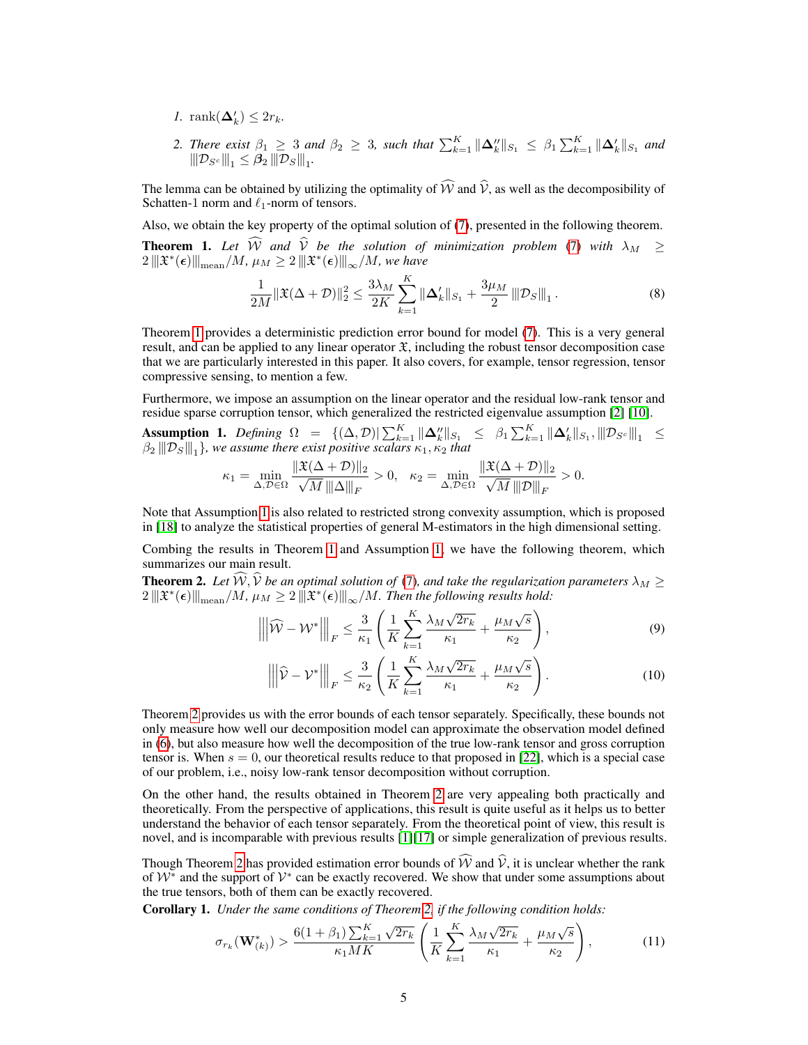1. $\operatorname{rank}(\mathbf{\Delta}'_k) \leq 2r_k$.
2. There exist $\beta_1 \geq 3$ and $\beta_2 \geq 3$, such that $\sum_{k=1}^K \|\mathbf{\Delta}''_k\|_{S_1} \leq \beta_1 \sum_{k=1}^K \|\mathbf{\Delta}'_k\|_{S_1}$ and $|||\mathcal{D}_{S^c}|||_1 \leq \boldsymbol{\beta}_2 |||\mathcal{D}_S|||_1$.

The lemma can be obtained by utilizing the optimality of $\widehat{\mathcal{W}}$ and $\widehat{\mathcal{V}}$, as well as the decomposibility of Schatten-1 norm and $\ell_1$-norm of tensors.

Also, we obtain the key property of the optimal solution of (7), presented in the following theorem.

**Theorem 1.** *Let $\widehat{\mathcal{W}}$ and $\widehat{\mathcal{V}}$ be the solution of minimization problem (7) with $\lambda_M \geq 2\,|||\mathfrak{X}^*(\boldsymbol{\epsilon})|||_{\text{mean}}/M$, $\mu_M \geq 2\,|||\mathfrak{X}^*(\boldsymbol{\epsilon})|||_\infty/M$, we have*

$$\frac{1}{2M}\|\mathfrak{X}(\Delta + \mathcal{D})\|_2^2 \leq \frac{3\lambda_M}{2K}\sum_{k=1}^K \|\mathbf{\Delta}'_k\|_{S_1} + \frac{3\mu_M}{2}\,|||\mathcal{D}_S|||_1\,. \tag{8}$$

Theorem 1 provides a deterministic prediction error bound for model (7). This is a very general result, and can be applied to any linear operator $\mathfrak{X}$, including the robust tensor decomposition case that we are particularly interested in this paper. It also covers, for example, tensor regression, tensor compressive sensing, to mention a few.

Furthermore, we impose an assumption on the linear operator and the residual low-rank tensor and residue sparse corruption tensor, which generalized the restricted eigenvalue assumption [2] [10].

**Assumption 1.** *Defining $\Omega = \{(\Delta, \mathcal{D}) | \sum_{k=1}^K \|\mathbf{\Delta}''_k\|_{S_1} \leq \beta_1 \sum_{k=1}^K \|\mathbf{\Delta}'_k\|_{S_1}, |||\mathcal{D}_{S^c}|||_1 \leq \beta_2\,|||\mathcal{D}_S|||_1\}$, we assume there exist positive scalars $\kappa_1, \kappa_2$ that*

$$\kappa_1 = \min_{\Delta, \mathcal{D} \in \Omega} \frac{\|\mathfrak{X}(\Delta + \mathcal{D})\|_2}{\sqrt{M}\,|||\Delta|||_F} > 0, \quad \kappa_2 = \min_{\Delta, \mathcal{D} \in \Omega} \frac{\|\mathfrak{X}(\Delta + \mathcal{D})\|_2}{\sqrt{M}\,|||\mathcal{D}|||_F} > 0.$$

Note that Assumption 1 is also related to restricted strong convexity assumption, which is proposed in [18] to analyze the statistical properties of general M-estimators in the high dimensional setting.

Combing the results in Theorem 1 and Assumption 1, we have the following theorem, which summarizes our main result.

**Theorem 2.** *Let $\widehat{\mathcal{W}}, \widehat{\mathcal{V}}$ be an optimal solution of (7), and take the regularization parameters $\lambda_M \geq 2\,|||\mathfrak{X}^*(\boldsymbol{\epsilon})|||_{\text{mean}}/M$, $\mu_M \geq 2\,|||\mathfrak{X}^*(\boldsymbol{\epsilon})|||_\infty/M$. Then the following results hold:*

$$\left|\left|\left|\widehat{\mathcal{W}} - \mathcal{W}^*\right|\right|\right|_F \leq \frac{3}{\kappa_1}\left(\frac{1}{K}\sum_{k=1}^K \frac{\lambda_M\sqrt{2r_k}}{\kappa_1} + \frac{\mu_M\sqrt{s}}{\kappa_2}\right), \tag{9}$$

$$\left|\left|\left|\widehat{\mathcal{V}} - \mathcal{V}^*\right|\right|\right|_F \leq \frac{3}{\kappa_2}\left(\frac{1}{K}\sum_{k=1}^K \frac{\lambda_M\sqrt{2r_k}}{\kappa_1} + \frac{\mu_M\sqrt{s}}{\kappa_2}\right). \tag{10}$$

Theorem 2 provides us with the error bounds of each tensor separately. Specifically, these bounds not only measure how well our decomposition model can approximate the observation model defined in (6), but also measure how well the decomposition of the true low-rank tensor and gross corruption tensor is. When $s = 0$, our theoretical results reduce to that proposed in [22], which is a special case of our problem, i.e., noisy low-rank tensor decomposition without corruption.

On the other hand, the results obtained in Theorem 2 are very appealing both practically and theoretically. From the perspective of applications, this result is quite useful as it helps us to better understand the behavior of each tensor separately. From the theoretical point of view, this result is novel, and is incomparable with previous results [1][17] or simple generalization of previous results.

Though Theorem 2 has provided estimation error bounds of $\widehat{\mathcal{W}}$ and $\widehat{\mathcal{V}}$, it is unclear whether the rank of $\mathcal{W}^*$ and the support of $\mathcal{V}^*$ can be exactly recovered. We show that under some assumptions about the true tensors, both of them can be exactly recovered.

**Corollary 1.** *Under the same conditions of Theorem 2, if the following condition holds:*

$$\sigma_{r_k}(\mathbf{W}^*_{(k)}) > \frac{6(1+\beta_1)\sum_{k=1}^K \sqrt{2r_k}}{\kappa_1 MK}\left(\frac{1}{K}\sum_{k=1}^K \frac{\lambda_M\sqrt{2r_k}}{\kappa_1} + \frac{\mu_M\sqrt{s}}{\kappa_2}\right), \tag{11}$$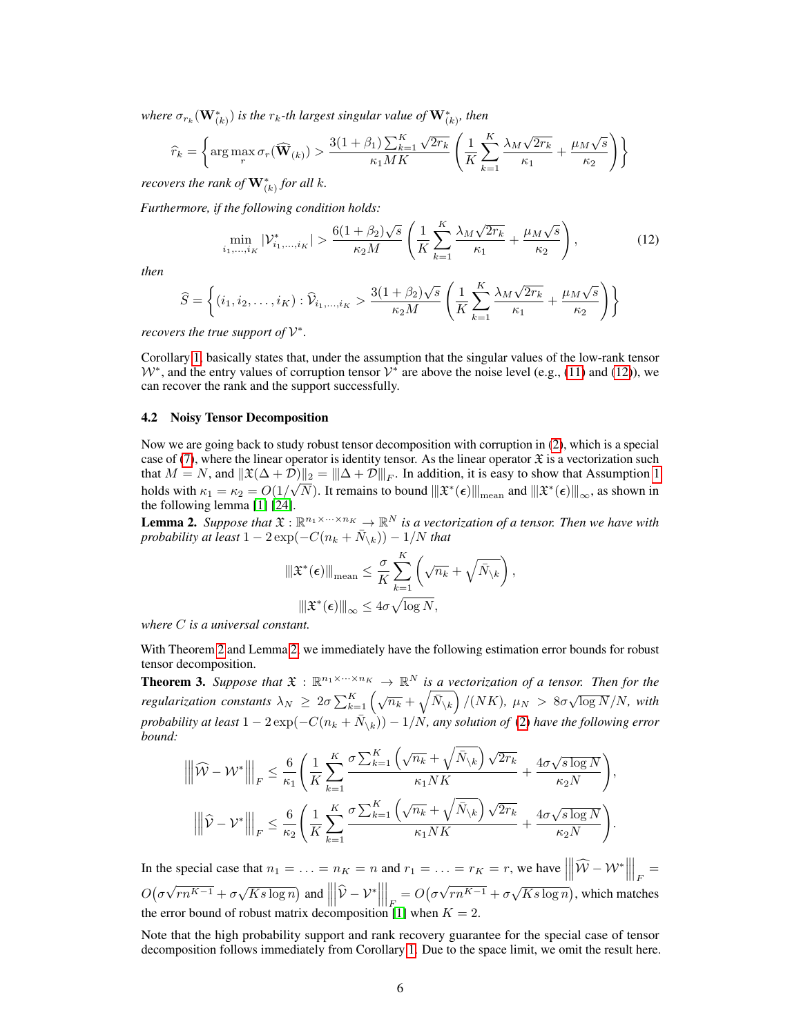*where $\sigma_{r_k}(\mathbf{W}^*_{(k)})$ is the $r_k$-th largest singular value of $\mathbf{W}^*_{(k)}$, then*

$$\widehat{r}_k = \left\{ \arg\max_r \sigma_r(\widehat{\mathbf{W}}_{(k)}) > \frac{3(1+\beta_1)\sum_{k=1}^K \sqrt{2r_k}}{\kappa_1 MK} \left( \frac{1}{K}\sum_{k=1}^K \frac{\lambda_M \sqrt{2r_k}}{\kappa_1} + \frac{\mu_M \sqrt{s}}{\kappa_2} \right) \right\}$$

*recovers the rank of $\mathbf{W}^*_{(k)}$ for all $k$.*

*Furthermore, if the following condition holds:*

$$\min_{i_1,\ldots,i_K} |\mathcal{V}^*_{i_1,\ldots,i_K}| > \frac{6(1+\beta_2)\sqrt{s}}{\kappa_2 M} \left( \frac{1}{K}\sum_{k=1}^K \frac{\lambda_M \sqrt{2r_k}}{\kappa_1} + \frac{\mu_M \sqrt{s}}{\kappa_2} \right), \tag{12}$$

*then*

$$\widehat{S} = \left\{ (i_1, i_2, \ldots, i_K) : \widehat{\mathcal{V}}_{i_1,\ldots,i_K} > \frac{3(1+\beta_2)\sqrt{s}}{\kappa_2 M} \left( \frac{1}{K}\sum_{k=1}^K \frac{\lambda_M \sqrt{2r_k}}{\kappa_1} + \frac{\mu_M \sqrt{s}}{\kappa_2} \right) \right\}$$

*recovers the true support of $\mathcal{V}^*$.*

Corollary 1, basically states that, under the assumption that the singular values of the low-rank tensor $\mathcal{W}^*$, and the entry values of corruption tensor $\mathcal{V}^*$ are above the noise level (e.g., (11) and (12)), we can recover the rank and the support successfully.

### 4.2 Noisy Tensor Decomposition

Now we are going back to study robust tensor decomposition with corruption in (2), which is a special case of (7), where the linear operator is identity tensor. As the linear operator $\mathfrak{X}$ is a vectorization such that $M = N$, and $\|\mathfrak{X}(\Delta + \mathcal{D})\|_2 = |||\Delta + \mathcal{D}|||_F$. In addition, it is easy to show that Assumption 1 holds with $\kappa_1 = \kappa_2 = O(1/\sqrt{N})$. It remains to bound $|||\mathfrak{X}^*(\boldsymbol{\epsilon})|||_{\text{mean}}$ and $|||\mathfrak{X}^*(\boldsymbol{\epsilon})|||_\infty$, as shown in the following lemma [1] [24].

**Lemma 2.** *Suppose that $\mathfrak{X} : \mathbb{R}^{n_1 \times \cdots \times n_K} \to \mathbb{R}^N$ is a vectorization of a tensor. Then we have with probability at least $1 - 2\exp(-C(n_k + \bar{N}_{\setminus k})) - 1/N$ that*

$$|||\mathfrak{X}^*(\boldsymbol{\epsilon})|||_{\text{mean}} \le \frac{\sigma}{K}\sum_{k=1}^K \left( \sqrt{n_k} + \sqrt{\bar{N}_{\setminus k}} \right),$$

$$|||\mathfrak{X}^*(\boldsymbol{\epsilon})|||_\infty \le 4\sigma\sqrt{\log N},$$

*where $C$ is a universal constant.*

With Theorem 2 and Lemma 2, we immediately have the following estimation error bounds for robust tensor decomposition.

**Theorem 3.** *Suppose that $\mathfrak{X} : \mathbb{R}^{n_1 \times \cdots \times n_K} \to \mathbb{R}^N$ is a vectorization of a tensor. Then for the regularization constants $\lambda_N \ge 2\sigma\sum_{k=1}^K \left( \sqrt{n_k} + \sqrt{\bar{N}_{\setminus k}} \right)/(NK)$, $\mu_N > 8\sigma\sqrt{\log N}/N$, with probability at least $1 - 2\exp(-C(n_k + \bar{N}_{\setminus k})) - 1/N$, any solution of (2) have the following error bound:*

$$\left|\left|\left| \widehat{\mathcal{W}} - \mathcal{W}^* \right|\right|\right|_F \le \frac{6}{\kappa_1}\left( \frac{1}{K}\sum_{k=1}^K \frac{\sigma\sum_{k=1}^K \left( \sqrt{n_k} + \sqrt{\bar{N}_{\setminus k}} \right)\sqrt{2r_k}}{\kappa_1 NK} + \frac{4\sigma\sqrt{s\log N}}{\kappa_2 N} \right),$$

$$\left|\left|\left| \widehat{\mathcal{V}} - \mathcal{V}^* \right|\right|\right|_F \le \frac{6}{\kappa_2}\left( \frac{1}{K}\sum_{k=1}^K \frac{\sigma\sum_{k=1}^K \left( \sqrt{n_k} + \sqrt{\bar{N}_{\setminus k}} \right)\sqrt{2r_k}}{\kappa_1 NK} + \frac{4\sigma\sqrt{s\log N}}{\kappa_2 N} \right).$$

In the special case that $n_1 = \ldots = n_K = n$ and $r_1 = \ldots = r_K = r$, we have $\left|\left|\left| \widehat{\mathcal{W}} - \mathcal{W}^* \right|\right|\right|_F = O\big(\sigma\sqrt{rn^{K-1}} + \sigma\sqrt{Ks\log n}\big)$ and $\left|\left|\left| \widehat{\mathcal{V}} - \mathcal{V}^* \right|\right|\right|_F = O\big(\sigma\sqrt{rn^{K-1}} + \sigma\sqrt{Ks\log n}\big)$, which matches the error bound of robust matrix decomposition [1] when $K = 2$.

Note that the high probability support and rank recovery guarantee for the special case of tensor decomposition follows immediately from Corollary 1. Due to the space limit, we omit the result here.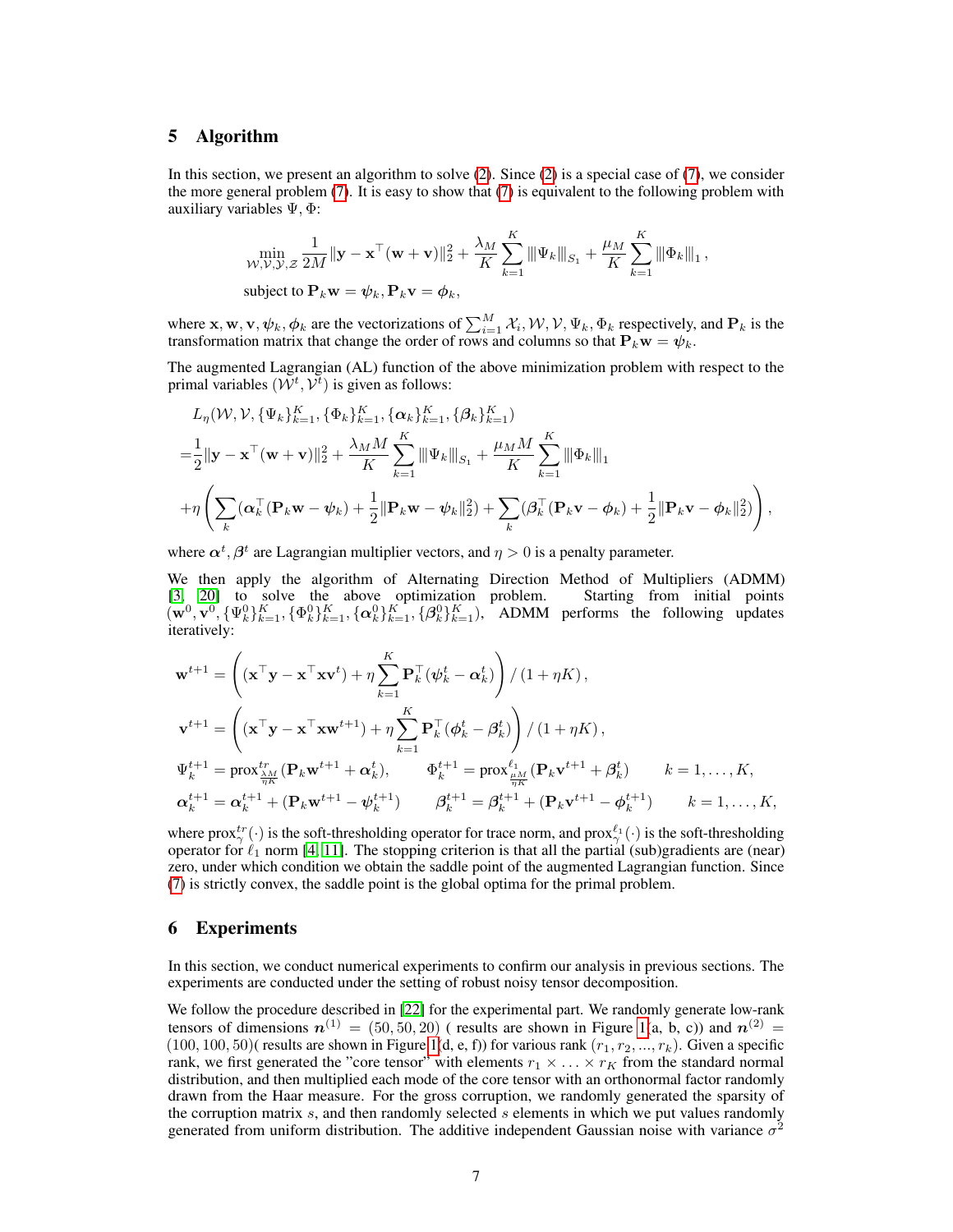## 5 Algorithm

In this section, we present an algorithm to solve (2). Since (2) is a special case of (7), we consider the more general problem (7). It is easy to show that (7) is equivalent to the following problem with auxiliary variables $\Psi, \Phi$:

$$
\min_{\mathcal{W},\mathcal{V},\mathcal{Y},\mathcal{Z}} \frac{1}{2M}\|\mathbf{y} - \mathbf{x}^\top(\mathbf{w}+\mathbf{v})\|_2^2 + \frac{\lambda_M}{K}\sum_{k=1}^{K} |||\Psi_k|||_{S_1} + \frac{\mu_M}{K}\sum_{k=1}^{K} |||\Phi_k|||_1 \,,
$$
$$
\text{subject to } \mathbf{P}_k\mathbf{w} = \boldsymbol{\psi}_k, \mathbf{P}_k\mathbf{v} = \boldsymbol{\phi}_k,
$$

where $\mathbf{x}, \mathbf{w}, \mathbf{v}, \boldsymbol{\psi}_k, \boldsymbol{\phi}_k$ are the vectorizations of $\sum_{i=1}^{M}\mathcal{X}_i, \mathcal{W}, \mathcal{V}, \Psi_k, \Phi_k$ respectively, and $\mathbf{P}_k$ is the transformation matrix that change the order of rows and columns so that $\mathbf{P}_k\mathbf{w} = \boldsymbol{\psi}_k$.

The augmented Lagrangian (AL) function of the above minimization problem with respect to the primal variables $(\mathcal{W}^t, \mathcal{V}^t)$ is given as follows:

$$
\begin{aligned}
&L_\eta(\mathcal{W}, \mathcal{V}, \{\Psi_k\}_{k=1}^K, \{\Phi_k\}_{k=1}^K, \{\boldsymbol{\alpha}_k\}_{k=1}^K, \{\boldsymbol{\beta}_k\}_{k=1}^K) \\
=&\frac{1}{2}\|\mathbf{y} - \mathbf{x}^\top(\mathbf{w}+\mathbf{v})\|_2^2 + \frac{\lambda_M M}{K}\sum_{k=1}^{K} |||\Psi_k|||_{S_1} + \frac{\mu_M M}{K}\sum_{k=1}^{K} |||\Phi_k|||_1 \\
&+\eta\left(\sum_k(\boldsymbol{\alpha}_k^\top(\mathbf{P}_k\mathbf{w} - \boldsymbol{\psi}_k) + \frac{1}{2}\|\mathbf{P}_k\mathbf{w} - \boldsymbol{\psi}_k\|_2^2) + \sum_k(\boldsymbol{\beta}_k^\top(\mathbf{P}_k\mathbf{v} - \boldsymbol{\phi}_k) + \frac{1}{2}\|\mathbf{P}_k\mathbf{v} - \boldsymbol{\phi}_k\|_2^2)\right),
\end{aligned}
$$

where $\boldsymbol{\alpha}^t, \boldsymbol{\beta}^t$ are Lagrangian multiplier vectors, and $\eta > 0$ is a penalty parameter.

We then apply the algorithm of Alternating Direction Method of Multipliers (ADMM) [3, 20] to solve the above optimization problem. Starting from initial points $(\mathbf{w}^0, \mathbf{v}^0, \{\Psi_k^0\}_{k=1}^K, \{\Phi_k^0\}_{k=1}^K, \{\boldsymbol{\alpha}_k^0\}_{k=1}^K, \{\boldsymbol{\beta}_k^0\}_{k=1}^K)$, ADMM performs the following updates iteratively:

$$
\begin{aligned}
\mathbf{w}^{t+1} &= \left((\mathbf{x}^\top\mathbf{y} - \mathbf{x}^\top\mathbf{x}\mathbf{v}^t) + \eta\sum_{k=1}^{K}\mathbf{P}_k^\top(\boldsymbol{\psi}_k^t - \boldsymbol{\alpha}_k^t)\right) / \,(1+\eta K)\,, \\
\mathbf{v}^{t+1} &= \left((\mathbf{x}^\top\mathbf{y} - \mathbf{x}^\top\mathbf{x}\mathbf{w}^{t+1}) + \eta\sum_{k=1}^{K}\mathbf{P}_k^\top(\boldsymbol{\phi}_k^t - \boldsymbol{\beta}_k^t)\right) / \,(1+\eta K)\,, \\
\Psi_k^{t+1} &= \text{prox}^{tr}_{\frac{\lambda_M}{\eta K}}(\mathbf{P}_k\mathbf{w}^{t+1} + \boldsymbol{\alpha}_k^t), \qquad \Phi_k^{t+1} = \text{prox}^{\ell_1}_{\frac{\mu_M}{\eta K}}(\mathbf{P}_k\mathbf{v}^{t+1} + \boldsymbol{\beta}_k^t) \qquad k = 1,\ldots,K, \\
\boldsymbol{\alpha}_k^{t+1} &= \boldsymbol{\alpha}_k^{t+1} + (\mathbf{P}_k\mathbf{w}^{t+1} - \boldsymbol{\psi}_k^{t+1}) \qquad \boldsymbol{\beta}_k^{t+1} = \boldsymbol{\beta}_k^{t+1} + (\mathbf{P}_k\mathbf{v}^{t+1} - \boldsymbol{\phi}_k^{t+1}) \qquad k = 1,\ldots,K,
\end{aligned}
$$

where $\text{prox}^{tr}_\gamma(\cdot)$ is the soft-thresholding operator for trace norm, and $\text{prox}^{\ell_1}_\gamma(\cdot)$ is the soft-thresholding operator for $\ell_1$ norm [4, 11]. The stopping criterion is that all the partial (sub)gradients are (near) zero, under which condition we obtain the saddle point of the augmented Lagrangian function. Since (7) is strictly convex, the saddle point is the global optima for the primal problem.

## 6 Experiments

In this section, we conduct numerical experiments to confirm our analysis in previous sections. The experiments are conducted under the setting of robust noisy tensor decomposition.

We follow the procedure described in [22] for the experimental part. We randomly generate low-rank tensors of dimensions $\boldsymbol{n}^{(1)} = (50, 50, 20)$ ( results are shown in Figure 1(a, b, c)) and $\boldsymbol{n}^{(2)} = (100, 100, 50)$( results are shown in Figure 1(d, e, f)) for various rank $(r_1, r_2, ..., r_k)$. Given a specific rank, we first generated the "core tensor" with elements $r_1 \times \ldots \times r_K$ from the standard normal distribution, and then multiplied each mode of the core tensor with an orthonormal factor randomly drawn from the Haar measure. For the gross corruption, we randomly generated the sparsity of the corruption matrix $s$, and then randomly selected $s$ elements in which we put values randomly generated from uniform distribution. The additive independent Gaussian noise with variance $\sigma^2$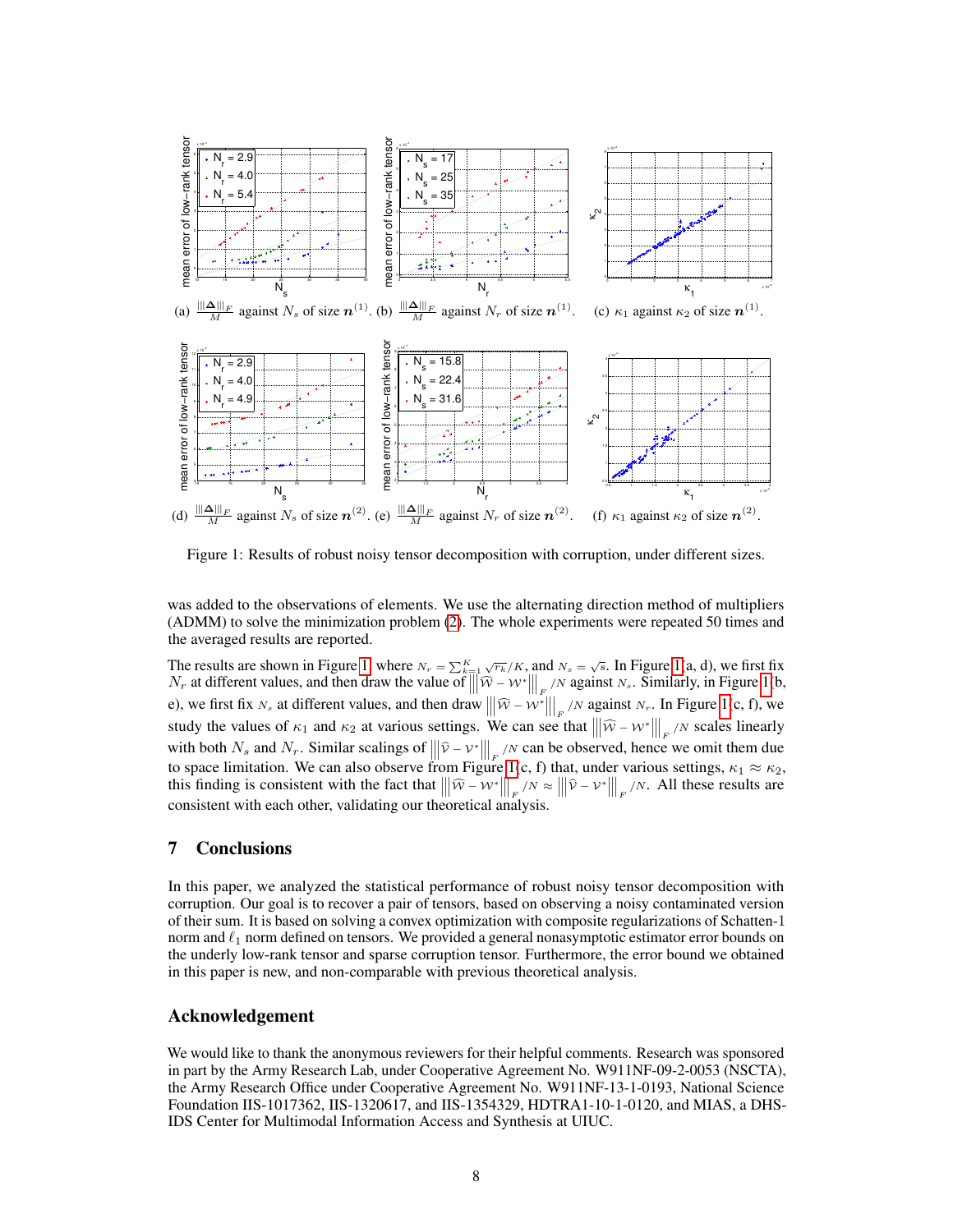(a) $\frac{|||\boldsymbol{\Delta}|||_F}{M}$ against $N_s$ of size $\boldsymbol{n}^{(1)}$. (b) $\frac{|||\boldsymbol{\Delta}|||_F}{M}$ against $N_r$ of size $\boldsymbol{n}^{(1)}$. (c) $\kappa_1$ against $\kappa_2$ of size $\boldsymbol{n}^{(1)}$.

(d) $\frac{|||\boldsymbol{\Delta}|||_F}{M}$ against $N_s$ of size $\boldsymbol{n}^{(2)}$. (e) $\frac{|||\boldsymbol{\Delta}|||_F}{M}$ against $N_r$ of size $\boldsymbol{n}^{(2)}$. (f) $\kappa_1$ against $\kappa_2$ of size $\boldsymbol{n}^{(2)}$.

Figure 1: Results of robust noisy tensor decomposition with corruption, under different sizes.

was added to the observations of elements. We use the alternating direction method of multipliers (ADMM) to solve the minimization problem (2). The whole experiments were repeated 50 times and the averaged results are reported.

The results are shown in Figure 1, where $N_r = \sum_{k=1}^{K} \sqrt{r_k}/K$, and $N_s = \sqrt{s}$. In Figure 1(a, d), we first fix $N_r$ at different values, and then draw the value of $\left|\left|\left|\widehat{\mathcal{W}} - \mathcal{W}^*\right|\right|\right|_F / N$ against $N_s$. Similarly, in Figure 1(b, e), we first fix $N_s$ at different values, and then draw $\left|\left|\left|\widehat{\mathcal{W}} - \mathcal{W}^*\right|\right|\right|_F / N$ against $N_r$. In Figure 1(c, f), we study the values of $\kappa_1$ and $\kappa_2$ at various settings. We can see that $\left|\left|\left|\widehat{\mathcal{W}} - \mathcal{W}^*\right|\right|\right|_F / N$ scales linearly with both $N_s$ and $N_r$. Similar scalings of $\left|\left|\left|\widehat{\mathcal{V}} - \mathcal{V}^*\right|\right|\right|_F / N$ can be observed, hence we omit them due to space limitation. We can also observe from Figure 1(c, f) that, under various settings, $\kappa_1 \approx \kappa_2$, this finding is consistent with the fact that $\left|\left|\left|\widehat{\mathcal{W}} - \mathcal{W}^*\right|\right|\right|_F / N \approx \left|\left|\left|\widehat{\mathcal{V}} - \mathcal{V}^*\right|\right|\right|_F / N$. All these results are consistent with each other, validating our theoretical analysis.

## 7 Conclusions

In this paper, we analyzed the statistical performance of robust noisy tensor decomposition with corruption. Our goal is to recover a pair of tensors, based on observing a noisy contaminated version of their sum. It is based on solving a convex optimization with composite regularizations of Schatten-1 norm and $\ell_1$ norm defined on tensors. We provided a general nonasymptotic estimator error bounds on the underly low-rank tensor and sparse corruption tensor. Furthermore, the error bound we obtained in this paper is new, and non-comparable with previous theoretical analysis.

## Acknowledgement

We would like to thank the anonymous reviewers for their helpful comments. Research was sponsored in part by the Army Research Lab, under Cooperative Agreement No. W911NF-09-2-0053 (NSCTA), the Army Research Office under Cooperative Agreement No. W911NF-13-1-0193, National Science Foundation IIS-1017362, IIS-1320617, and IIS-1354329, HDTRA1-10-1-0120, and MIAS, a DHS-IDS Center for Multimodal Information Access and Synthesis at UIUC.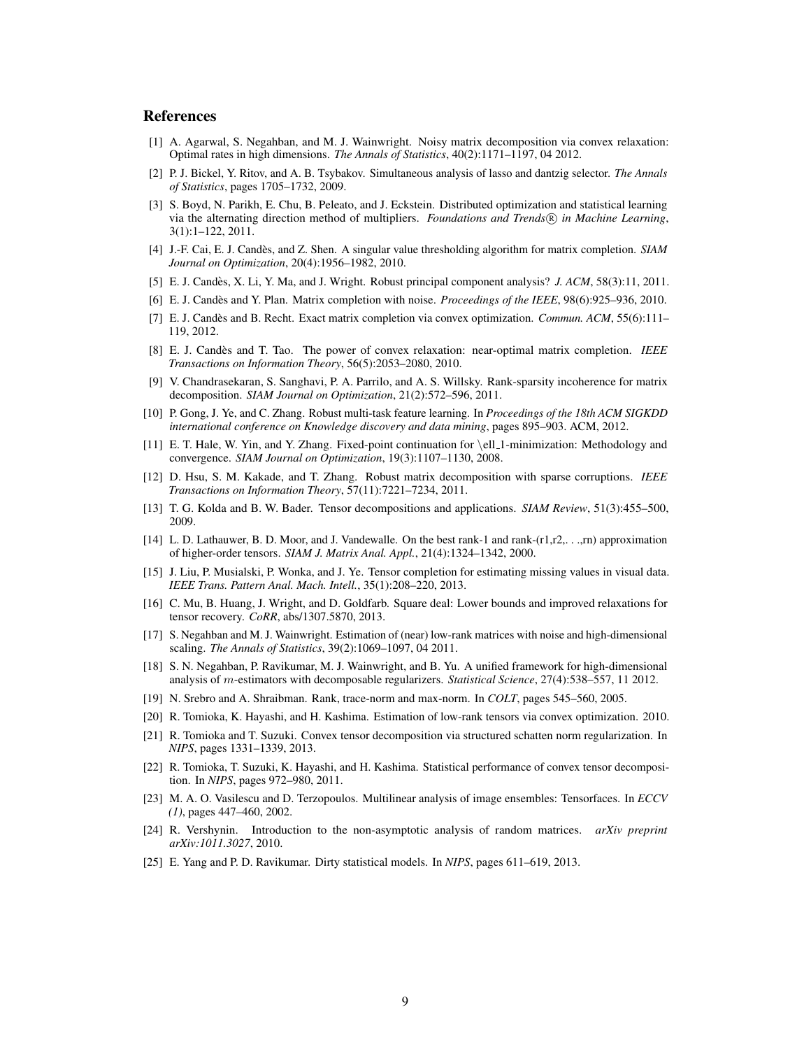## References

[1] A. Agarwal, S. Negahban, and M. J. Wainwright. Noisy matrix decomposition via convex relaxation: Optimal rates in high dimensions. *The Annals of Statistics*, 40(2):1171–1197, 04 2012.

[2] P. J. Bickel, Y. Ritov, and A. B. Tsybakov. Simultaneous analysis of lasso and dantzig selector. *The Annals of Statistics*, pages 1705–1732, 2009.

[3] S. Boyd, N. Parikh, E. Chu, B. Peleato, and J. Eckstein. Distributed optimization and statistical learning via the alternating direction method of multipliers. *Foundations and Trends® in Machine Learning*, 3(1):1–122, 2011.

[4] J.-F. Cai, E. J. Candès, and Z. Shen. A singular value thresholding algorithm for matrix completion. *SIAM Journal on Optimization*, 20(4):1956–1982, 2010.

[5] E. J. Candès, X. Li, Y. Ma, and J. Wright. Robust principal component analysis? *J. ACM*, 58(3):11, 2011.

[6] E. J. Candès and Y. Plan. Matrix completion with noise. *Proceedings of the IEEE*, 98(6):925–936, 2010.

[7] E. J. Candès and B. Recht. Exact matrix completion via convex optimization. *Commun. ACM*, 55(6):111–119, 2012.

[8] E. J. Candès and T. Tao. The power of convex relaxation: near-optimal matrix completion. *IEEE Transactions on Information Theory*, 56(5):2053–2080, 2010.

[9] V. Chandrasekaran, S. Sanghavi, P. A. Parrilo, and A. S. Willsky. Rank-sparsity incoherence for matrix decomposition. *SIAM Journal on Optimization*, 21(2):572–596, 2011.

[10] P. Gong, J. Ye, and C. Zhang. Robust multi-task feature learning. In *Proceedings of the 18th ACM SIGKDD international conference on Knowledge discovery and data mining*, pages 895–903. ACM, 2012.

[11] E. T. Hale, W. Yin, and Y. Zhang. Fixed-point continuation for \ell_1-minimization: Methodology and convergence. *SIAM Journal on Optimization*, 19(3):1107–1130, 2008.

[12] D. Hsu, S. M. Kakade, and T. Zhang. Robust matrix decomposition with sparse corruptions. *IEEE Transactions on Information Theory*, 57(11):7221–7234, 2011.

[13] T. G. Kolda and B. W. Bader. Tensor decompositions and applications. *SIAM Review*, 51(3):455–500, 2009.

[14] L. D. Lathauwer, B. D. Moor, and J. Vandewalle. On the best rank-1 and rank-(r1,r2,. . .,rn) approximation of higher-order tensors. *SIAM J. Matrix Anal. Appl.*, 21(4):1324–1342, 2000.

[15] J. Liu, P. Musialski, P. Wonka, and J. Ye. Tensor completion for estimating missing values in visual data. *IEEE Trans. Pattern Anal. Mach. Intell.*, 35(1):208–220, 2013.

[16] C. Mu, B. Huang, J. Wright, and D. Goldfarb. Square deal: Lower bounds and improved relaxations for tensor recovery. *CoRR*, abs/1307.5870, 2013.

[17] S. Negahban and M. J. Wainwright. Estimation of (near) low-rank matrices with noise and high-dimensional scaling. *The Annals of Statistics*, 39(2):1069–1097, 04 2011.

[18] S. N. Negahban, P. Ravikumar, M. J. Wainwright, and B. Yu. A unified framework for high-dimensional analysis of $m$-estimators with decomposable regularizers. *Statistical Science*, 27(4):538–557, 11 2012.

[19] N. Srebro and A. Shraibman. Rank, trace-norm and max-norm. In *COLT*, pages 545–560, 2005.

[20] R. Tomioka, K. Hayashi, and H. Kashima. Estimation of low-rank tensors via convex optimization. 2010.

[21] R. Tomioka and T. Suzuki. Convex tensor decomposition via structured schatten norm regularization. In *NIPS*, pages 1331–1339, 2013.

[22] R. Tomioka, T. Suzuki, K. Hayashi, and H. Kashima. Statistical performance of convex tensor decomposition. In *NIPS*, pages 972–980, 2011.

[23] M. A. O. Vasilescu and D. Terzopoulos. Multilinear analysis of image ensembles: Tensorfaces. In *ECCV (1)*, pages 447–460, 2002.

[24] R. Vershynin. Introduction to the non-asymptotic analysis of random matrices. *arXiv preprint arXiv:1011.3027*, 2010.

[25] E. Yang and P. D. Ravikumar. Dirty statistical models. In *NIPS*, pages 611–619, 2013.